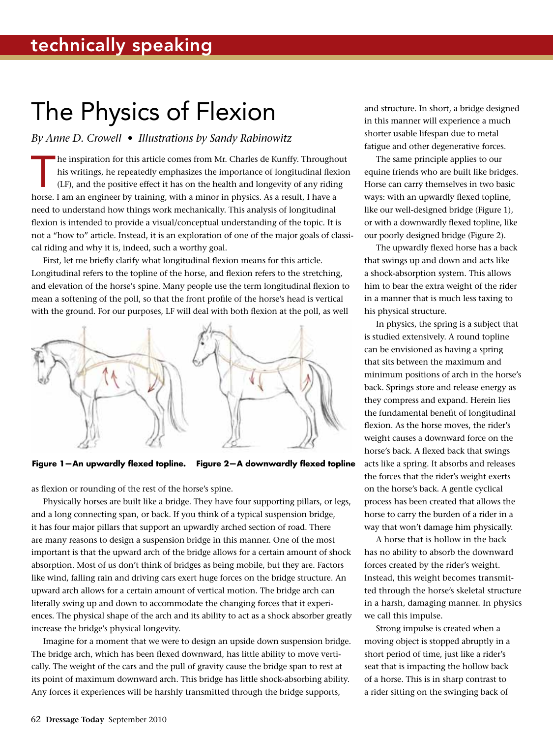# The Physics of Flexion

*By Anne D. Crowell • Illustrations by Sandy Rabinowitz*

The inspiration for this article comes from Mr. Charles de Kunffy. Throughout his writings, he repeatedly emphasizes the importance of longitudinal flexion (LF), and the positive effect it has on the health and longevity of any riding horse. I am an engineer by training, with a minor in physics. As a result, I have a need to understand how things work mechanically. This analysis of longitudinal flexion is intended to provide a visual/conceptual understanding of the topic. It is not a "how to" article. Instead, it is an exploration of one of the major goals of classical riding and why it is, indeed, such a worthy goal.

First, let me briefly clarify what longitudinal flexion means for this article. Longitudinal refers to the topline of the horse, and flexion refers to the stretching, and elevation of the horse's spine. Many people use the term longitudinal flexion to mean a softening of the poll, so that the front profile of the horse's head is vertical with the ground. For our purposes, LF will deal with both flexion at the poll, as well as flexion or rounding of the rest of the horse's spine.

**Figure 1—An upwardly flexed topline.** **Figure 2—A downwardly flexed topline**

Physically horses are built like a bridge. They have four supporting pillars, or legs, and a long connecting span, or back. If you think of a typical suspension bridge, it has four major pillars that support an upwardly arched section of road. There are many reasons to design a suspension bridge in this manner. One of the most important is that the upward arch of the bridge allows for a certain amount of shock absorption. Most of us don't think of bridges as being mobile, but they are. Factors like wind, falling rain and driving cars exert huge forces on the bridge structure. An upward arch allows for a certain amount of vertical motion. The bridge arch can literally swing up and down to accommodate the changing forces that it experiences. The physical shape of the arch and its ability to act as a shock absorber greatly increase the bridge's physical longevity.

Imagine for a moment that we were to design an upside down suspension bridge. The bridge arch, which has been flexed downward, has little ability to move vertically. The weight of the cars and the pull of gravity cause the bridge span to rest at its point of maximum downward arch. This bridge has little shock-absorbing ability. Any forces it experiences will be harshly transmitted through the bridge supports, and structure. In short, a bridge designed in this manner will experience a much shorter usable lifespan due to metal fatigue and other degenerative forces.

The same principle applies to our equine friends who are built like bridges. Horse can carry themselves in two basic ways: with an upwardly flexed topline, like our well-designed bridge (Figure 1), or with a downwardly flexed topline, like our poorly designed bridge (Figure 2).

The upwardly flexed horse has a back that swings up and down and acts like a shock-absorption system. This allows him to bear the extra weight of the rider in a manner that is much less taxing to his physical structure.

In physics, the spring is a subject that is studied extensively. A round topline can be envisioned as having a spring that sits between the maximum and minimum positions of arch in the horse's back. Springs store and release energy as they compress and expand. Herein lies the fundamental benefit of longitudinal flexion. As the horse moves, the rider's weight causes a downward force on the horse's back. A flexed back that swings acts like a spring. It absorbs and releases the forces that the rider's weight exerts on the horse's back. A gentle cyclical process has been created that allows the horse to carry the burden of a rider in a way that won't damage him physically.

A horse that is hollow in the back has no ability to absorb the downward forces created by the rider's weight. Instead, this weight becomes transmitted through the horse's skeletal structure in a harsh, damaging manner. In physics we call this impulse.

Strong impulse is created when a moving object is stopped abruptly in a short period of time, just like a rider's seat that is impacting the hollow back of a horse. This is in sharp contrast to a rider sitting on the swinging back of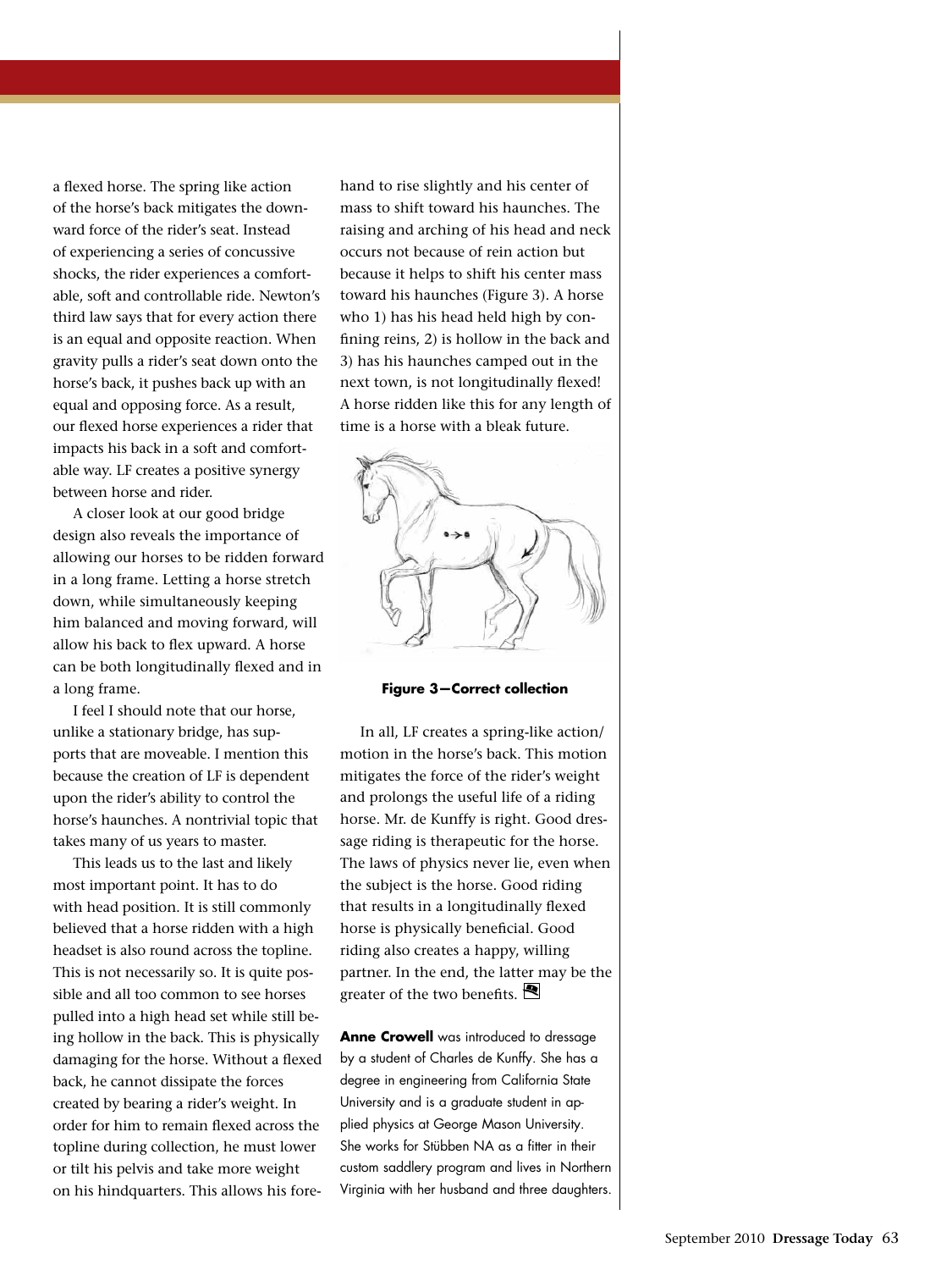a flexed horse. The spring like action of the horse's back mitigates the downward force of the rider's seat. Instead of experiencing a series of concussive shocks, the rider experiences a comfortable, soft and controllable ride. Newton's third law says that for every action there is an equal and opposite reaction. When gravity pulls a rider's seat down onto the horse's back, it pushes back up with an equal and opposing force. As a result, our flexed horse experiences a rider that impacts his back in a soft and comfortable way. LF creates a positive synergy between horse and rider.

A closer look at our good bridge design also reveals the importance of allowing our horses to be ridden forward in a long frame. Letting a horse stretch down, while simultaneously keeping him balanced and moving forward, will allow his back to flex upward. A horse can be both longitudinally flexed and in a long frame.

I feel I should note that our horse, unlike a stationary bridge, has supports that are moveable. I mention this because the creation of LF is dependent upon the rider's ability to control the horse's haunches. A nontrivial topic that takes many of us years to master.

This leads us to the last and likely most important point. It has to do with head position. It is still commonly believed that a horse ridden with a high headset is also round across the topline. This is not necessarily so. It is quite possible and all too common to see horses pulled into a high head set while still being hollow in the back. This is physically damaging for the horse. Without a flexed back, he cannot dissipate the forces created by bearing a rider's weight. In order for him to remain flexed across the topline during collection, he must lower or tilt his pelvis and take more weight on his hindquarters. This allows his forehand to rise slightly and his center of mass to shift toward his haunches. The raising and arching of his head and neck occurs not because of rein action but because it helps to shift his center mass toward his haunches (Figure 3). A horse who 1) has his head held high by confining reins, 2) is hollow in the back and 3) has his haunches camped out in the next town, is not longitudinally flexed! A horse ridden like this for any length of time is a horse with a bleak future.

**Figure 3—Correct collection**

In all, LF creates a spring-like action/motion in the horse's back. This motion mitigates the force of the rider's weight and prolongs the useful life of a riding horse. Mr. de Kunffy is right. Good dressage riding is therapeutic for the horse. The laws of physics never lie, even when the subject is the horse. Good riding that results in a longitudinally flexed horse is physically beneficial. Good riding also creates a happy, willing partner. In the end, the latter may be the greater of the two benefits.

**Anne Crowell** was introduced to dressage by a student of Charles de Kunffy. She has a degree in engineering from California State University and is a graduate student in applied physics at George Mason University. She works for Stübben NA as a fitter in their custom saddlery program and lives in Northern Virginia with her husband and three daughters.